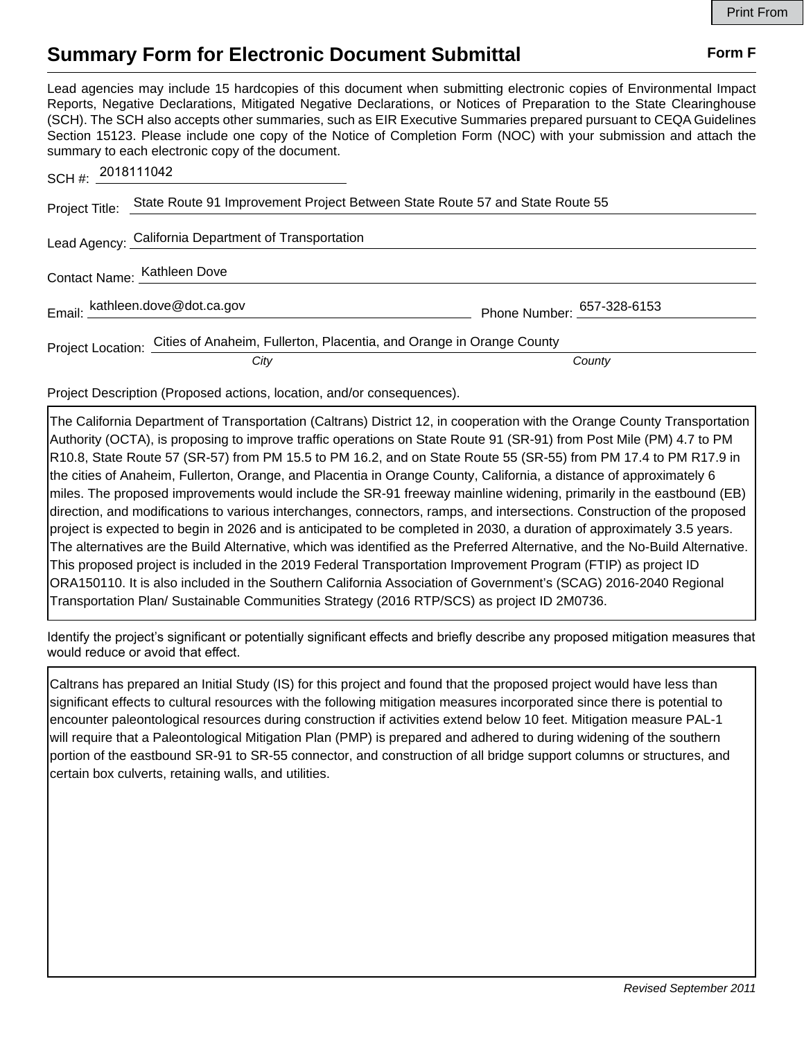# Summary Form for Electronic Document Submittal

**Form F**

Lead agencies may include 15 hardcopies of this document when submitting electronic copies of Environmental Impact Reports, Negative Declarations, Mitigated Negative Declarations, or Notices of Preparation to the State Clearinghouse (SCH). The SCH also accepts other summaries, such as EIR Executive Summaries prepared pursuant to CEQA Guidelines Section 15123. Please include one copy of the Notice of Completion Form (NOC) with your submission and attach the summary to each electronic copy of the document.

SCH #: 2018111042

Project Title: State Route 91 Improvement Project Between State Route 57 and State Route 55

Lead Agency: California Department of Transportation

Contact Name: Kathleen Dove

Email: kathleen.dove@dot.ca.gov Phone Number: 657-328-6153

Project Location: Cities of Anaheim, Fullerton, Placentia, and Orange in Orange County
*City* *County*

Project Description (Proposed actions, location, and/or consequences).

The California Department of Transportation (Caltrans) District 12, in cooperation with the Orange County Transportation Authority (OCTA), is proposing to improve traffic operations on State Route 91 (SR-91) from Post Mile (PM) 4.7 to PM R10.8, State Route 57 (SR-57) from PM 15.5 to PM 16.2, and on State Route 55 (SR-55) from PM 17.4 to PM R17.9 in the cities of Anaheim, Fullerton, Orange, and Placentia in Orange County, California, a distance of approximately 6 miles. The proposed improvements would include the SR-91 freeway mainline widening, primarily in the eastbound (EB) direction, and modifications to various interchanges, connectors, ramps, and intersections. Construction of the proposed project is expected to begin in 2026 and is anticipated to be completed in 2030, a duration of approximately 3.5 years. The alternatives are the Build Alternative, which was identified as the Preferred Alternative, and the No-Build Alternative. This proposed project is included in the 2019 Federal Transportation Improvement Program (FTIP) as project ID ORA150110. It is also included in the Southern California Association of Government's (SCAG) 2016-2040 Regional Transportation Plan/ Sustainable Communities Strategy (2016 RTP/SCS) as project ID 2M0736.

Identify the project's significant or potentially significant effects and briefly describe any proposed mitigation measures that would reduce or avoid that effect.

Caltrans has prepared an Initial Study (IS) for this project and found that the proposed project would have less than significant effects to cultural resources with the following mitigation measures incorporated since there is potential to encounter paleontological resources during construction if activities extend below 10 feet. Mitigation measure PAL-1 will require that a Paleontological Mitigation Plan (PMP) is prepared and adhered to during widening of the southern portion of the eastbound SR-91 to SR-55 connector, and construction of all bridge support columns or structures, and certain box culverts, retaining walls, and utilities.

*Revised September 2011*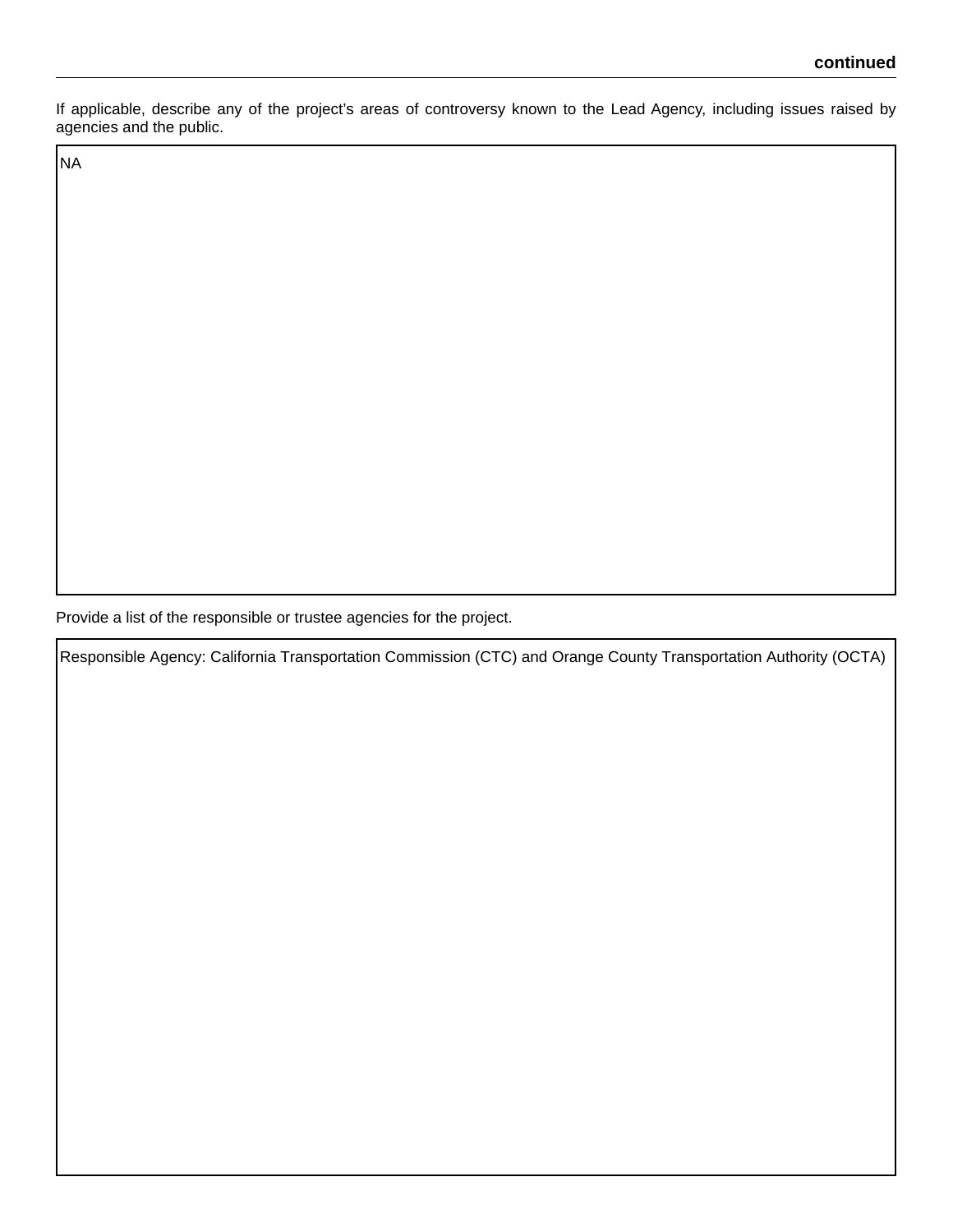If applicable, describe any of the project's areas of controversy known to the Lead Agency, including issues raised by agencies and the public.

NA

Provide a list of the responsible or trustee agencies for the project.

Responsible Agency: California Transportation Commission (CTC) and Orange County Transportation Authority (OCTA)